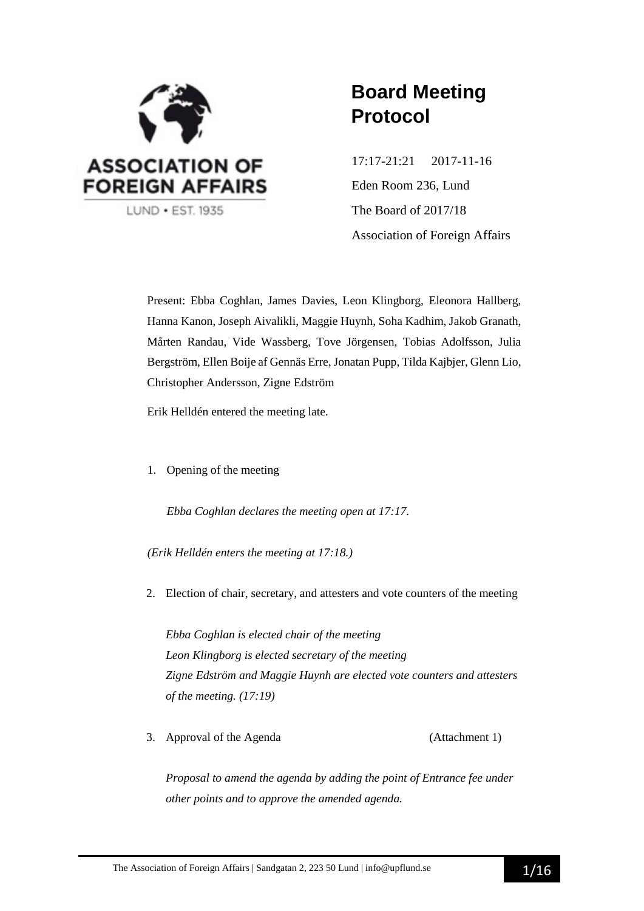ASSOCIATION OF FOREIGN AFFAIRS

LUND • EST. 1935

# Board Meeting Protocol

17:17-21:21     2017-11-16

Eden Room 236, Lund

The Board of 2017/18

Association of Foreign Affairs

Present: Ebba Coghlan, James Davies, Leon Klingborg, Eleonora Hallberg, Hanna Kanon, Joseph Aivalikli, Maggie Huynh, Soha Kadhim, Jakob Granath, Mårten Randau, Vide Wassberg, Tove Jörgensen, Tobias Adolfsson, Julia Bergström, Ellen Boije af Gennäs Erre, Jonatan Pupp, Tilda Kajbjer, Glenn Lio, Christopher Andersson, Zigne Edström

Erik Helldén entered the meeting late.

1. Opening of the meeting

   *Ebba Coghlan declares the meeting open at 17:17.*

*(Erik Helldén enters the meeting at 17:18.)*

2. Election of chair, secretary, and attesters and vote counters of the meeting

   *Ebba Coghlan is elected chair of the meeting*
   *Leon Klingborg is elected secretary of the meeting*
   *Zigne Edström and Maggie Huynh are elected vote counters and attesters of the meeting. (17:19)*

3. Approval of the Agenda (Attachment 1)

   *Proposal to amend the agenda by adding the point of Entrance fee under other points and to approve the amended agenda.*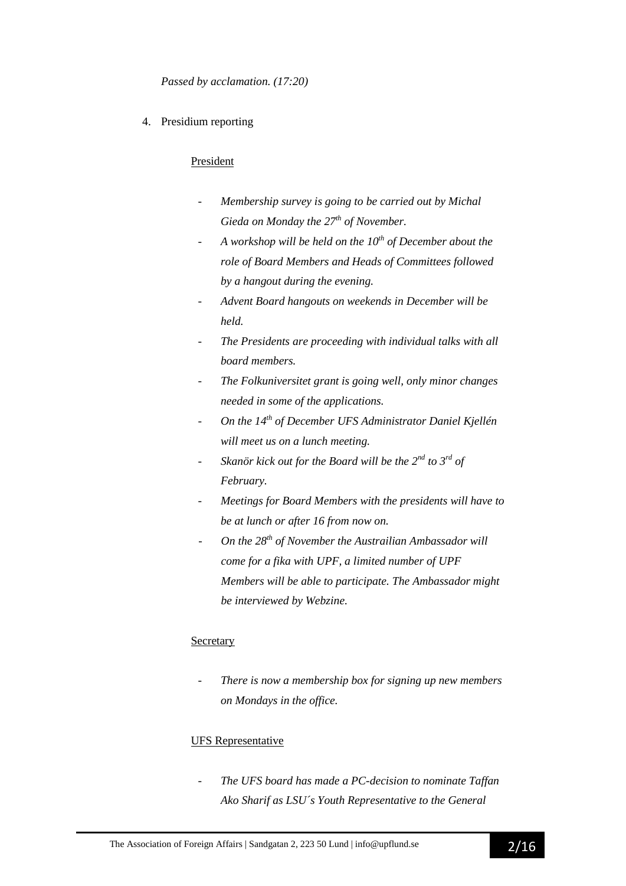*Passed by acclamation. (17:20)*

4. Presidium reporting

President

- *Membership survey is going to be carried out by Michal Gieda on Monday the 27th of November.*
- *A workshop will be held on the 10th of December about the role of Board Members and Heads of Committees followed by a hangout during the evening.*
- *Advent Board hangouts on weekends in December will be held.*
- *The Presidents are proceeding with individual talks with all board members.*
- *The Folkuniversitet grant is going well, only minor changes needed in some of the applications.*
- *On the 14th of December UFS Administrator Daniel Kjellén will meet us on a lunch meeting.*
- *Skanör kick out for the Board will be the 2nd to 3rd of February.*
- *Meetings for Board Members with the presidents will have to be at lunch or after 16 from now on.*
- *On the 28th of November the Austrailian Ambassador will come for a fika with UPF, a limited number of UPF Members will be able to participate. The Ambassador might be interviewed by Webzine.*

Secretary

- *There is now a membership box for signing up new members on Mondays in the office.*

UFS Representative

- *The UFS board has made a PC-decision to nominate Taffan Ako Sharif as LSU´s Youth Representative to the General*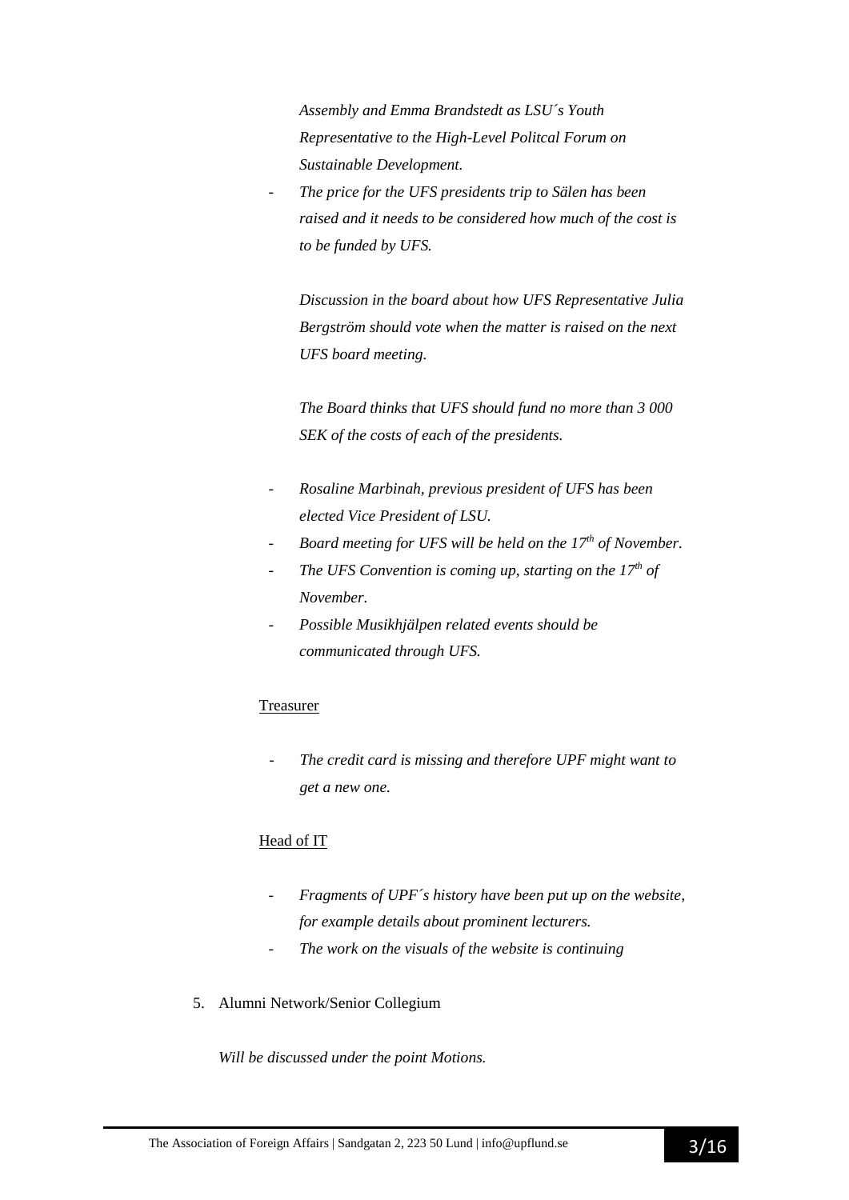*Assembly and Emma Brandstedt as LSU´s Youth Representative to the High-Level Politcal Forum on Sustainable Development.*

- *The price for the UFS presidents trip to Sälen has been raised and it needs to be considered how much of the cost is to be funded by UFS.*

  *Discussion in the board about how UFS Representative Julia Bergström should vote when the matter is raised on the next UFS board meeting.*

  *The Board thinks that UFS should fund no more than 3 000 SEK of the costs of each of the presidents.*

- *Rosaline Marbinah, previous president of UFS has been elected Vice President of LSU.*
- *Board meeting for UFS will be held on the 17th of November.*
- *The UFS Convention is coming up, starting on the 17th of November.*
- *Possible Musikhjälpen related events should be communicated through UFS.*

<u>Treasurer</u>

- *The credit card is missing and therefore UPF might want to get a new one.*

<u>Head of IT</u>

- *Fragments of UPF´s history have been put up on the website, for example details about prominent lecturers.*
- *The work on the visuals of the website is continuing*

5. Alumni Network/Senior Collegium

*Will be discussed under the point Motions.*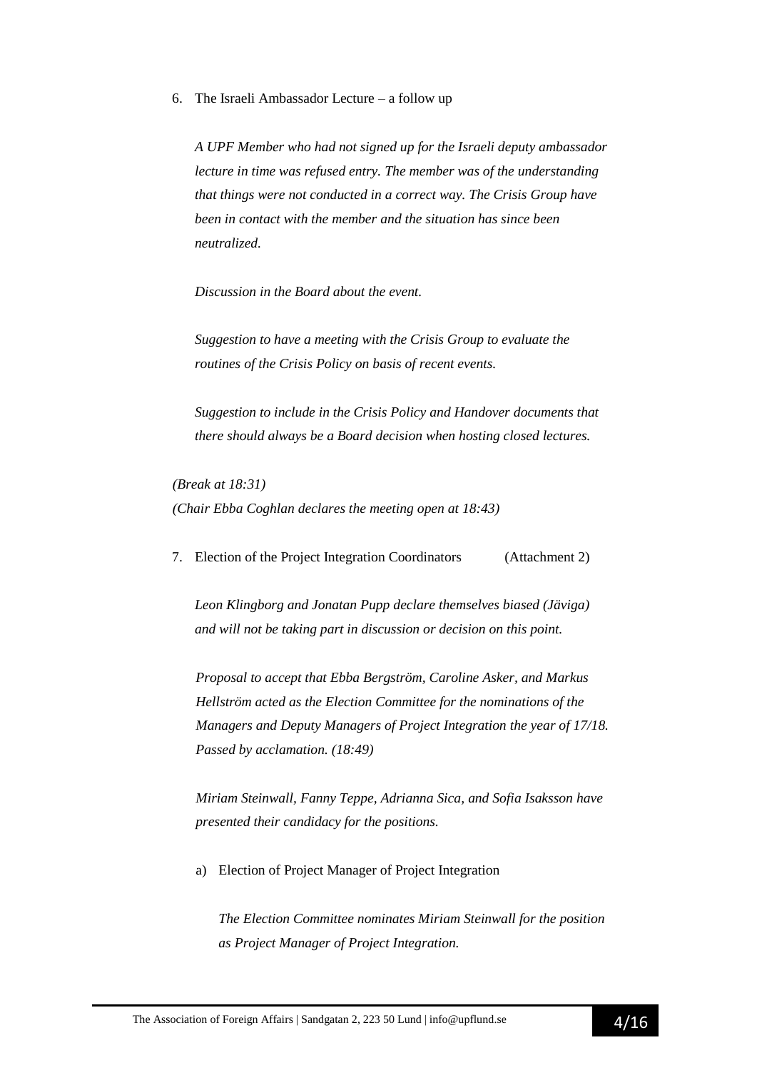6. The Israeli Ambassador Lecture – a follow up

   *A UPF Member who had not signed up for the Israeli deputy ambassador lecture in time was refused entry. The member was of the understanding that things were not conducted in a correct way. The Crisis Group have been in contact with the member and the situation has since been neutralized.*

   *Discussion in the Board about the event.*

   *Suggestion to have a meeting with the Crisis Group to evaluate the routines of the Crisis Policy on basis of recent events.*

   *Suggestion to include in the Crisis Policy and Handover documents that there should always be a Board decision when hosting closed lectures.*

*(Break at 18:31)*
*(Chair Ebba Coghlan declares the meeting open at 18:43)*

7. Election of the Project Integration Coordinators (Attachment 2)

   *Leon Klingborg and Jonatan Pupp declare themselves biased (Jäviga) and will not be taking part in discussion or decision on this point.*

   *Proposal to accept that Ebba Bergström, Caroline Asker, and Markus Hellström acted as the Election Committee for the nominations of the Managers and Deputy Managers of Project Integration the year of 17/18. Passed by acclamation. (18:49)*

   *Miriam Steinwall, Fanny Teppe, Adrianna Sica, and Sofia Isaksson have presented their candidacy for the positions.*

   a) Election of Project Manager of Project Integration

      *The Election Committee nominates Miriam Steinwall for the position as Project Manager of Project Integration.*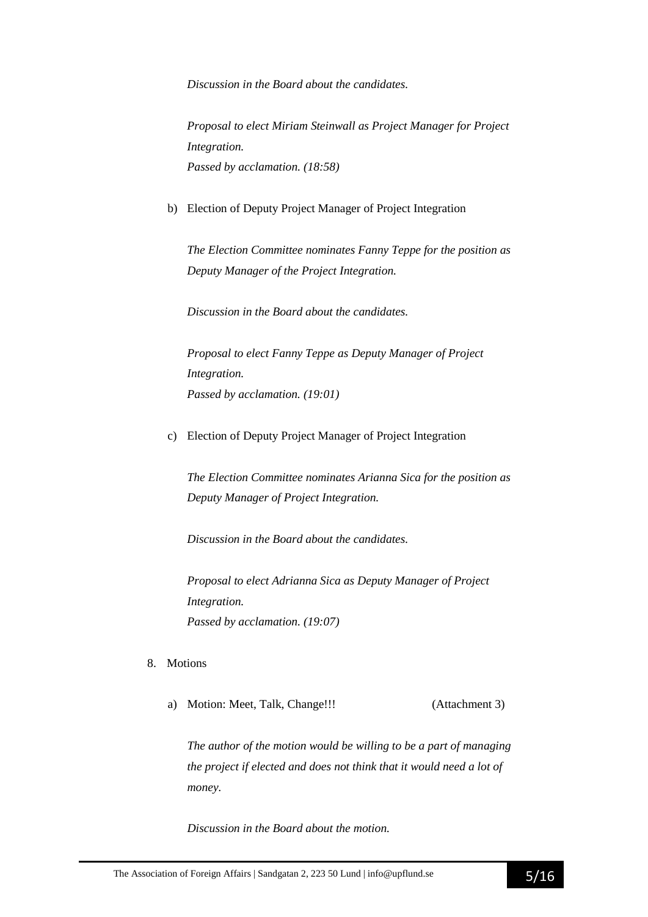*Discussion in the Board about the candidates.*

*Proposal to elect Miriam Steinwall as Project Manager for Project Integration.*
*Passed by acclamation. (18:58)*

b) Election of Deputy Project Manager of Project Integration

*The Election Committee nominates Fanny Teppe for the position as Deputy Manager of the Project Integration.*

*Discussion in the Board about the candidates.*

*Proposal to elect Fanny Teppe as Deputy Manager of Project Integration.*
*Passed by acclamation. (19:01)*

c) Election of Deputy Project Manager of Project Integration

*The Election Committee nominates Arianna Sica for the position as Deputy Manager of Project Integration.*

*Discussion in the Board about the candidates.*

*Proposal to elect Adrianna Sica as Deputy Manager of Project Integration.*
*Passed by acclamation. (19:07)*

8. Motions

a) Motion: Meet, Talk, Change!!! (Attachment 3)

*The author of the motion would be willing to be a part of managing the project if elected and does not think that it would need a lot of money.*

*Discussion in the Board about the motion.*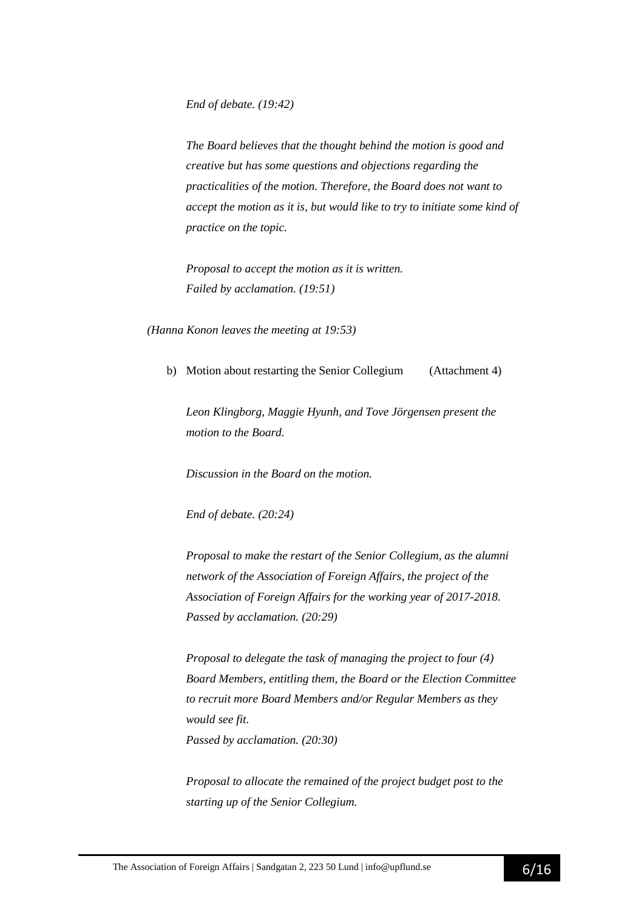*End of debate. (19:42)*

*The Board believes that the thought behind the motion is good and creative but has some questions and objections regarding the practicalities of the motion. Therefore, the Board does not want to accept the motion as it is, but would like to try to initiate some kind of practice on the topic.*

*Proposal to accept the motion as it is written.*
*Failed by acclamation. (19:51)*

*(Hanna Konon leaves the meeting at 19:53)*

b) Motion about restarting the Senior Collegium (Attachment 4)

*Leon Klingborg, Maggie Hyunh, and Tove Jörgensen present the motion to the Board.*

*Discussion in the Board on the motion.*

*End of debate. (20:24)*

*Proposal to make the restart of the Senior Collegium, as the alumni network of the Association of Foreign Affairs, the project of the Association of Foreign Affairs for the working year of 2017-2018.*
*Passed by acclamation. (20:29)*

*Proposal to delegate the task of managing the project to four (4) Board Members, entitling them, the Board or the Election Committee to recruit more Board Members and/or Regular Members as they would see fit.*
*Passed by acclamation. (20:30)*

*Proposal to allocate the remained of the project budget post to the starting up of the Senior Collegium.*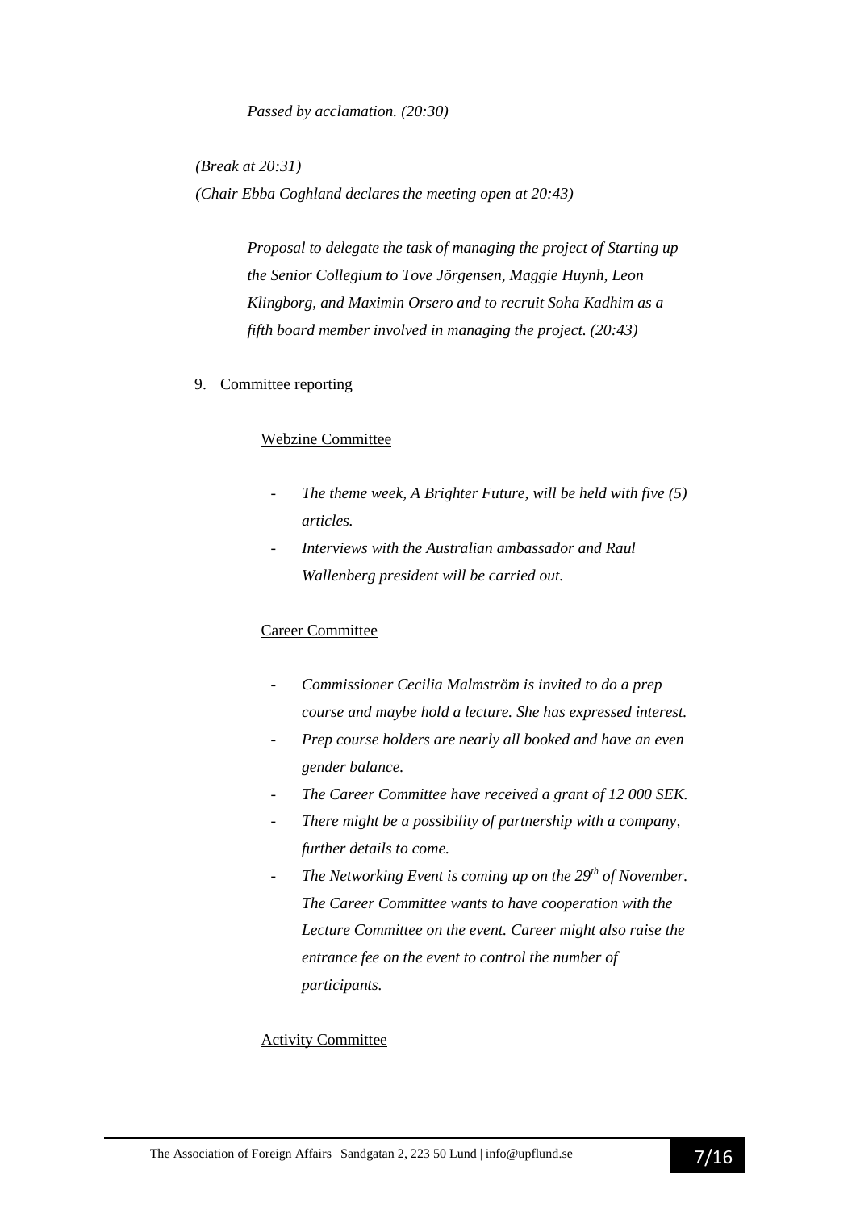*Passed by acclamation. (20:30)*

*(Break at 20:31)*

*(Chair Ebba Coghland declares the meeting open at 20:43)*

*Proposal to delegate the task of managing the project of Starting up the Senior Collegium to Tove Jörgensen, Maggie Huynh, Leon Klingborg, and Maximin Orsero and to recruit Soha Kadhim as a fifth board member involved in managing the project. (20:43)*

9. Committee reporting

<u>Webzine Committee</u>

- *The theme week, A Brighter Future, will be held with five (5) articles.*
- *Interviews with the Australian ambassador and Raul Wallenberg president will be carried out.*

<u>Career Committee</u>

- *Commissioner Cecilia Malmström is invited to do a prep course and maybe hold a lecture. She has expressed interest.*
- *Prep course holders are nearly all booked and have an even gender balance.*
- *The Career Committee have received a grant of 12 000 SEK.*
- *There might be a possibility of partnership with a company, further details to come.*
- *The Networking Event is coming up on the 29th of November. The Career Committee wants to have cooperation with the Lecture Committee on the event. Career might also raise the entrance fee on the event to control the number of participants.*

<u>Activity Committee</u>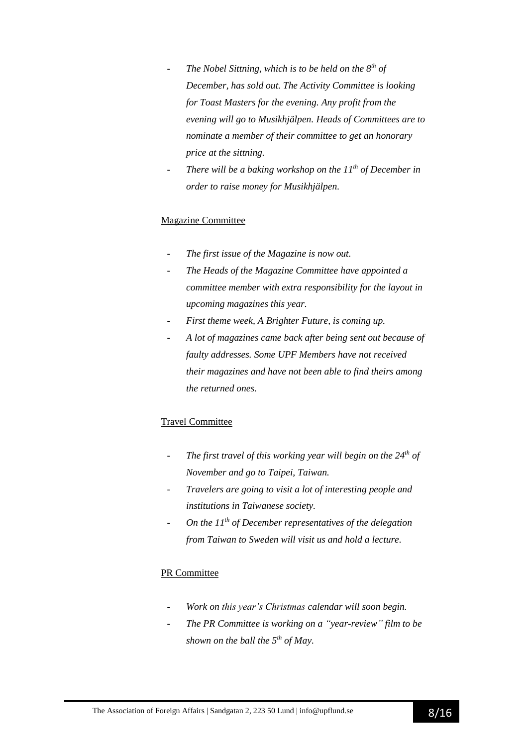- *The Nobel Sittning, which is to be held on the 8th of December, has sold out. The Activity Committee is looking for Toast Masters for the evening. Any profit from the evening will go to Musikhjälpen. Heads of Committees are to nominate a member of their committee to get an honorary price at the sitting.*
- *There will be a baking workshop on the 11th of December in order to raise money for Musikhjälpen.*

Magazine Committee

- *The first issue of the Magazine is now out.*
- *The Heads of the Magazine Committee have appointed a committee member with extra responsibility for the layout in upcoming magazines this year.*
- *First theme week, A Brighter Future, is coming up.*
- *A lot of magazines came back after being sent out because of faulty addresses. Some UPF Members have not received their magazines and have not been able to find theirs among the returned ones.*

Travel Committee

- *The first travel of this working year will begin on the 24th of November and go to Taipei, Taiwan.*
- *Travelers are going to visit a lot of interesting people and institutions in Taiwanese society.*
- *On the 11th of December representatives of the delegation from Taiwan to Sweden will visit us and hold a lecture.*

PR Committee

- *Work on this year's Christmas calendar will soon begin.*
- *The PR Committee is working on a "year-review" film to be shown on the ball the 5th of May.*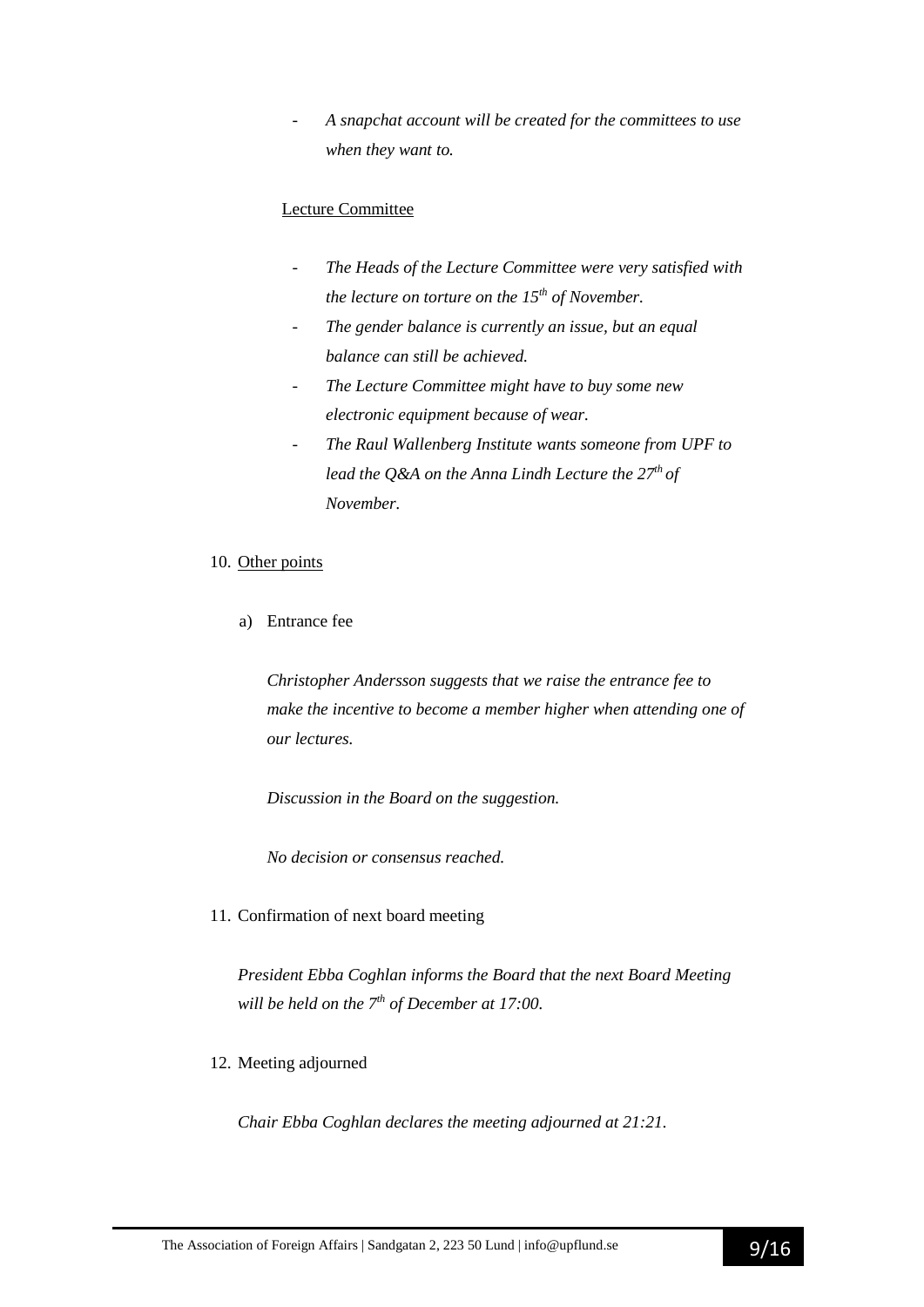- *A snapchat account will be created for the committees to use when they want to.*

Lecture Committee

- *The Heads of the Lecture Committee were very satisfied with the lecture on torture on the 15th of November.*
- *The gender balance is currently an issue, but an equal balance can still be achieved.*
- *The Lecture Committee might have to buy some new electronic equipment because of wear.*
- *The Raul Wallenberg Institute wants someone from UPF to lead the Q&A on the Anna Lindh Lecture the 27th of November.*

10. Other points

a) Entrance fee

*Christopher Andersson suggests that we raise the entrance fee to make the incentive to become a member higher when attending one of our lectures.*

*Discussion in the Board on the suggestion.*

*No decision or consensus reached.*

11. Confirmation of next board meeting

*President Ebba Coghlan informs the Board that the next Board Meeting will be held on the 7th of December at 17:00.*

12. Meeting adjourned

*Chair Ebba Coghlan declares the meeting adjourned at 21:21.*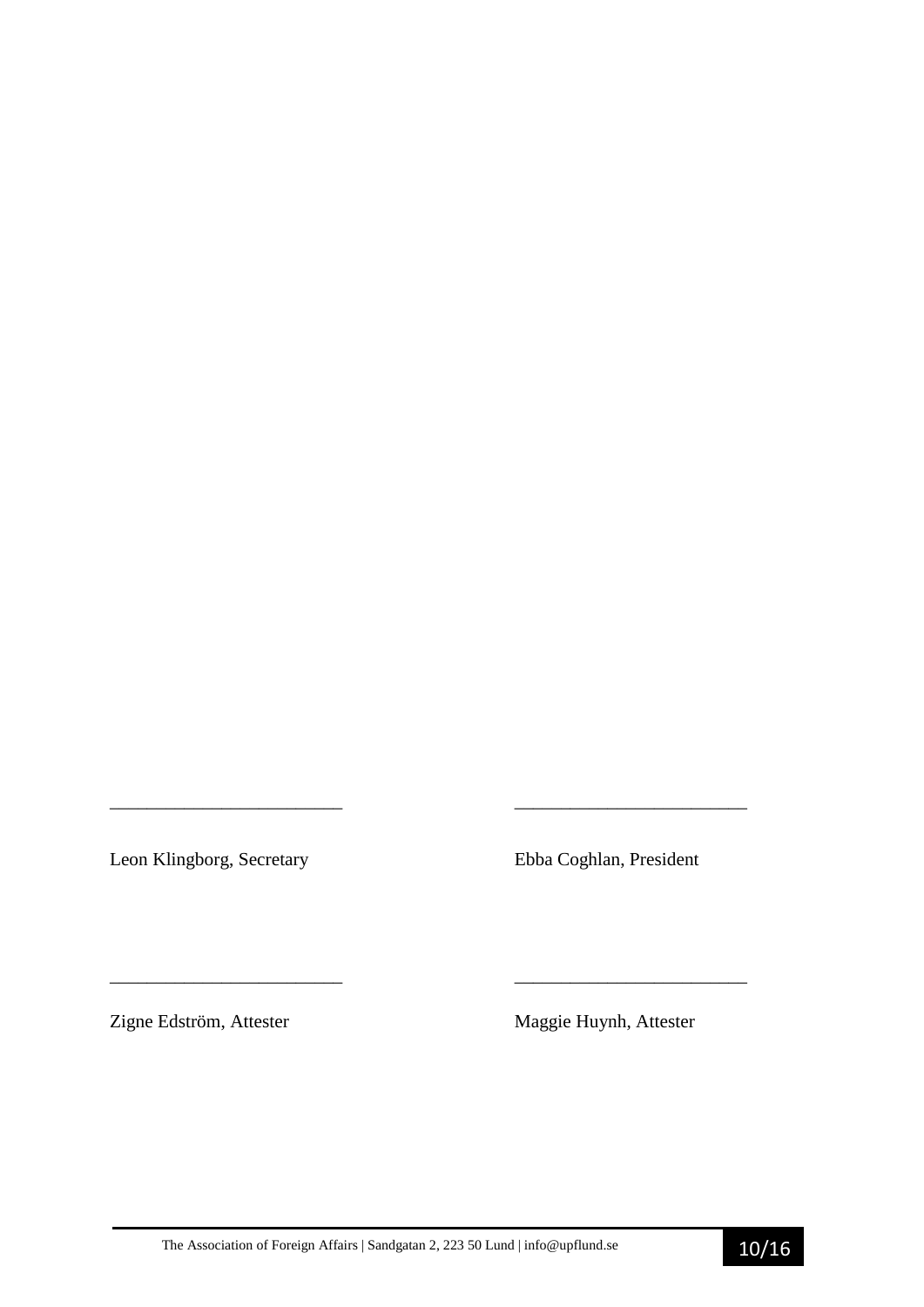\_\_\_\_\_\_\_\_\_\_\_\_\_\_\_\_\_\_\_\_\_\_\_\_\_ \_\_\_\_\_\_\_\_\_\_\_\_\_\_\_\_\_\_\_\_\_\_\_\_\_

Leon Klingborg, Secretary Ebba Coghlan, President

\_\_\_\_\_\_\_\_\_\_\_\_\_\_\_\_\_\_\_\_\_\_\_\_\_ \_\_\_\_\_\_\_\_\_\_\_\_\_\_\_\_\_\_\_\_\_\_\_\_\_

Zigne Edström, Attester Maggie Huynh, Attester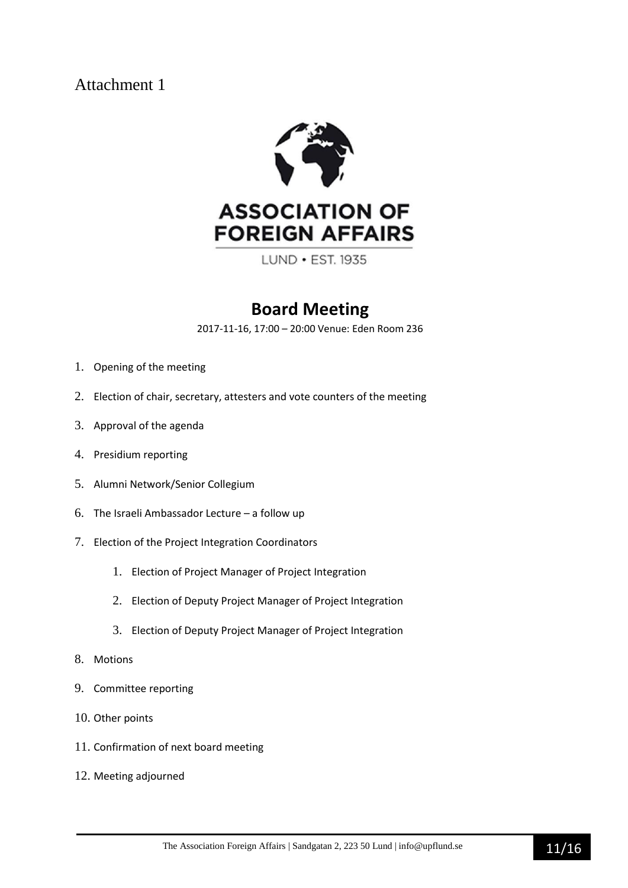Attachment 1

ASSOCIATION OF FOREIGN AFFAIRS

LUND • EST. 1935

# Board Meeting

2017-11-16, 17:00 – 20:00 Venue: Eden Room 236

1. Opening of the meeting
2. Election of chair, secretary, attesters and vote counters of the meeting
3. Approval of the agenda
4. Presidium reporting
5. Alumni Network/Senior Collegium
6. The Israeli Ambassador Lecture – a follow up
7. Election of the Project Integration Coordinators
    1. Election of Project Manager of Project Integration
    2. Election of Deputy Project Manager of Project Integration
    3. Election of Deputy Project Manager of Project Integration
8. Motions
9. Committee reporting
10. Other points
11. Confirmation of next board meeting
12. Meeting adjourned

The Association Foreign Affairs | Sandgatan 2, 223 50 Lund | info@upflund.se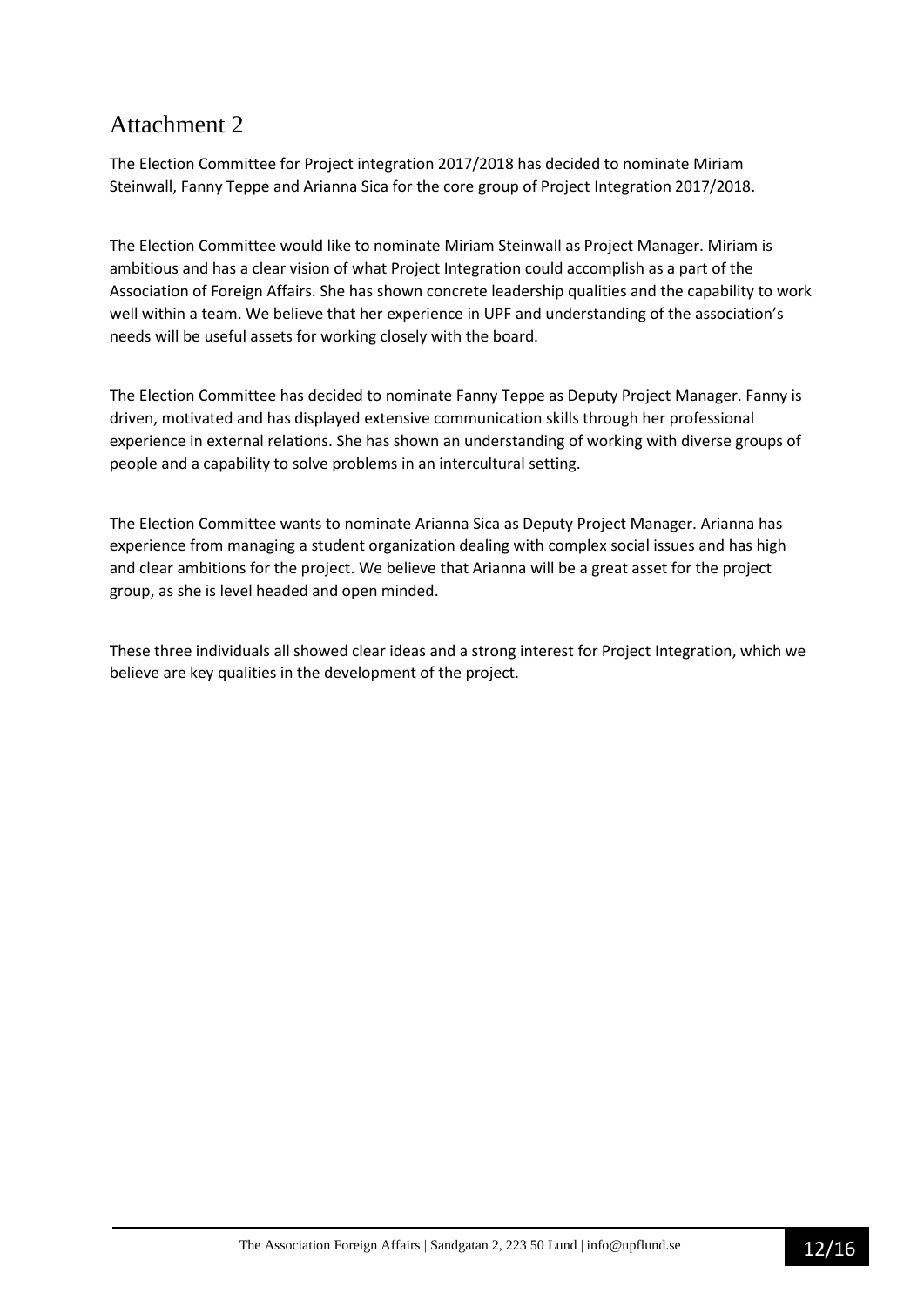# Attachment 2

The Election Committee for Project integration 2017/2018 has decided to nominate Miriam Steinwall, Fanny Teppe and Arianna Sica for the core group of Project Integration 2017/2018.

The Election Committee would like to nominate Miriam Steinwall as Project Manager. Miriam is ambitious and has a clear vision of what Project Integration could accomplish as a part of the Association of Foreign Affairs. She has shown concrete leadership qualities and the capability to work well within a team. We believe that her experience in UPF and understanding of the association's needs will be useful assets for working closely with the board.

The Election Committee has decided to nominate Fanny Teppe as Deputy Project Manager. Fanny is driven, motivated and has displayed extensive communication skills through her professional experience in external relations. She has shown an understanding of working with diverse groups of people and a capability to solve problems in an intercultural setting.

The Election Committee wants to nominate Arianna Sica as Deputy Project Manager. Arianna has experience from managing a student organization dealing with complex social issues and has high and clear ambitions for the project. We believe that Arianna will be a great asset for the project group, as she is level headed and open minded.

These three individuals all showed clear ideas and a strong interest for Project Integration, which we believe are key qualities in the development of the project.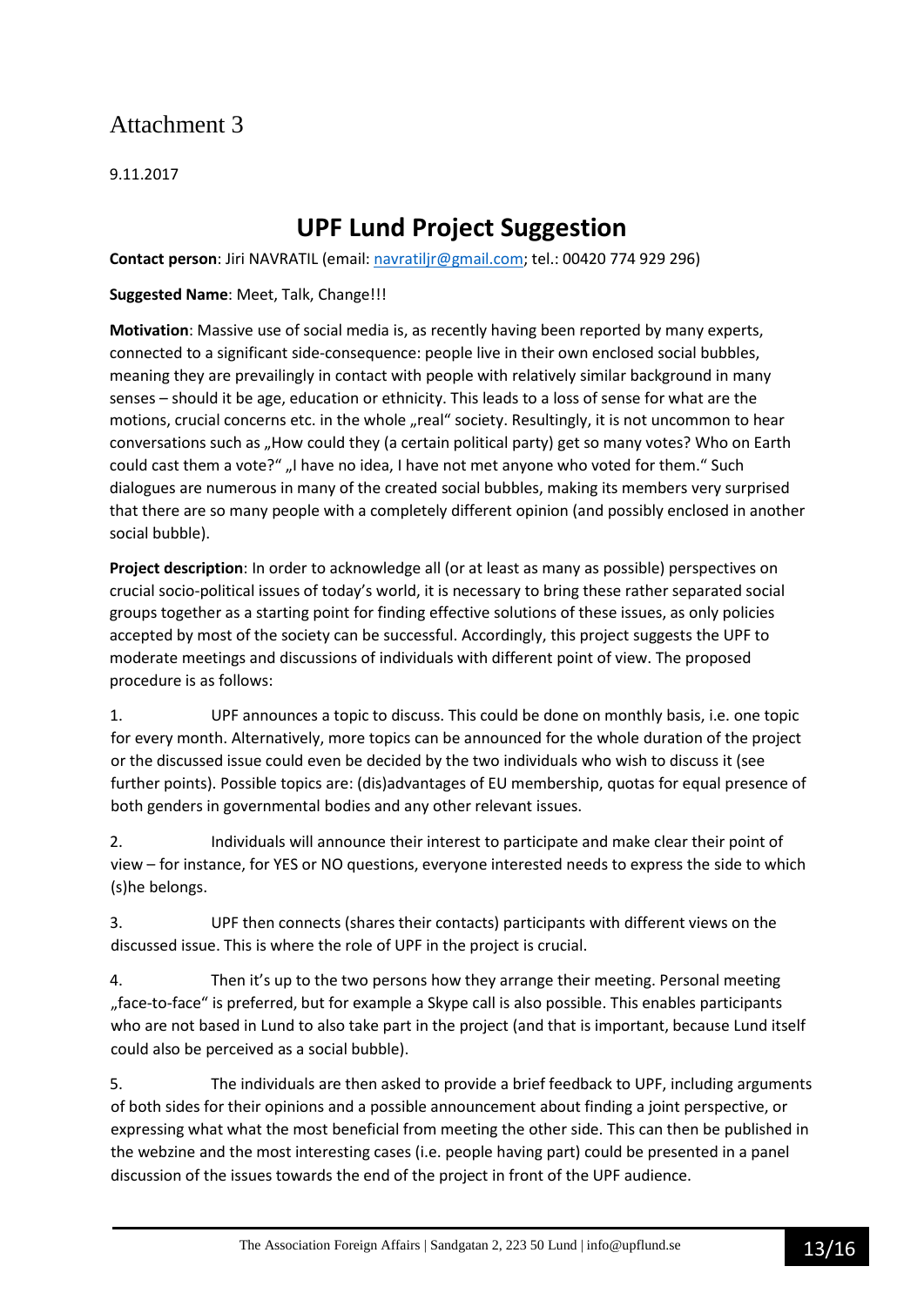# Attachment 3

9.11.2017

## UPF Lund Project Suggestion

**Contact person**: Jiri NAVRATIL (email: navratiljr@gmail.com; tel.: 00420 774 929 296)

**Suggested Name**: Meet, Talk, Change!!!

**Motivation**: Massive use of social media is, as recently having been reported by many experts, connected to a significant side-consequence: people live in their own enclosed social bubbles, meaning they are prevailingly in contact with people with relatively similar background in many senses – should it be age, education or ethnicity. This leads to a loss of sense for what are the motions, crucial concerns etc. in the whole „real“ society. Resultingly, it is not uncommon to hear conversations such as „How could they (a certain political party) get so many votes? Who on Earth could cast them a vote?“ „I have no idea, I have not met anyone who voted for them.“ Such dialogues are numerous in many of the created social bubbles, making its members very surprised that there are so many people with a completely different opinion (and possibly enclosed in another social bubble).

**Project description**: In order to acknowledge all (or at least as many as possible) perspectives on crucial socio-political issues of today's world, it is necessary to bring these rather separated social groups together as a starting point for finding effective solutions of these issues, as only policies accepted by most of the society can be successful. Accordingly, this project suggests the UPF to moderate meetings and discussions of individuals with different point of view. The proposed procedure is as follows:

1. UPF announces a topic to discuss. This could be done on monthly basis, i.e. one topic for every month. Alternatively, more topics can be announced for the whole duration of the project or the discussed issue could even be decided by the two individuals who wish to discuss it (see further points). Possible topics are: (dis)advantages of EU membership, quotas for equal presence of both genders in governmental bodies and any other relevant issues.

2. Individuals will announce their interest to participate and make clear their point of view – for instance, for YES or NO questions, everyone interested needs to express the side to which (s)he belongs.

3. UPF then connects (shares their contacts) participants with different views on the discussed issue. This is where the role of UPF in the project is crucial.

4. Then it's up to the two persons how they arrange their meeting. Personal meeting „face-to-face“ is preferred, but for example a Skype call is also possible. This enables participants who are not based in Lund to also take part in the project (and that is important, because Lund itself could also be perceived as a social bubble).

5. The individuals are then asked to provide a brief feedback to UPF, including arguments of both sides for their opinions and a possible announcement about finding a joint perspective, or expressing what what the most beneficial from meeting the other side. This can then be published in the webzine and the most interesting cases (i.e. people having part) could be presented in a panel discussion of the issues towards the end of the project in front of the UPF audience.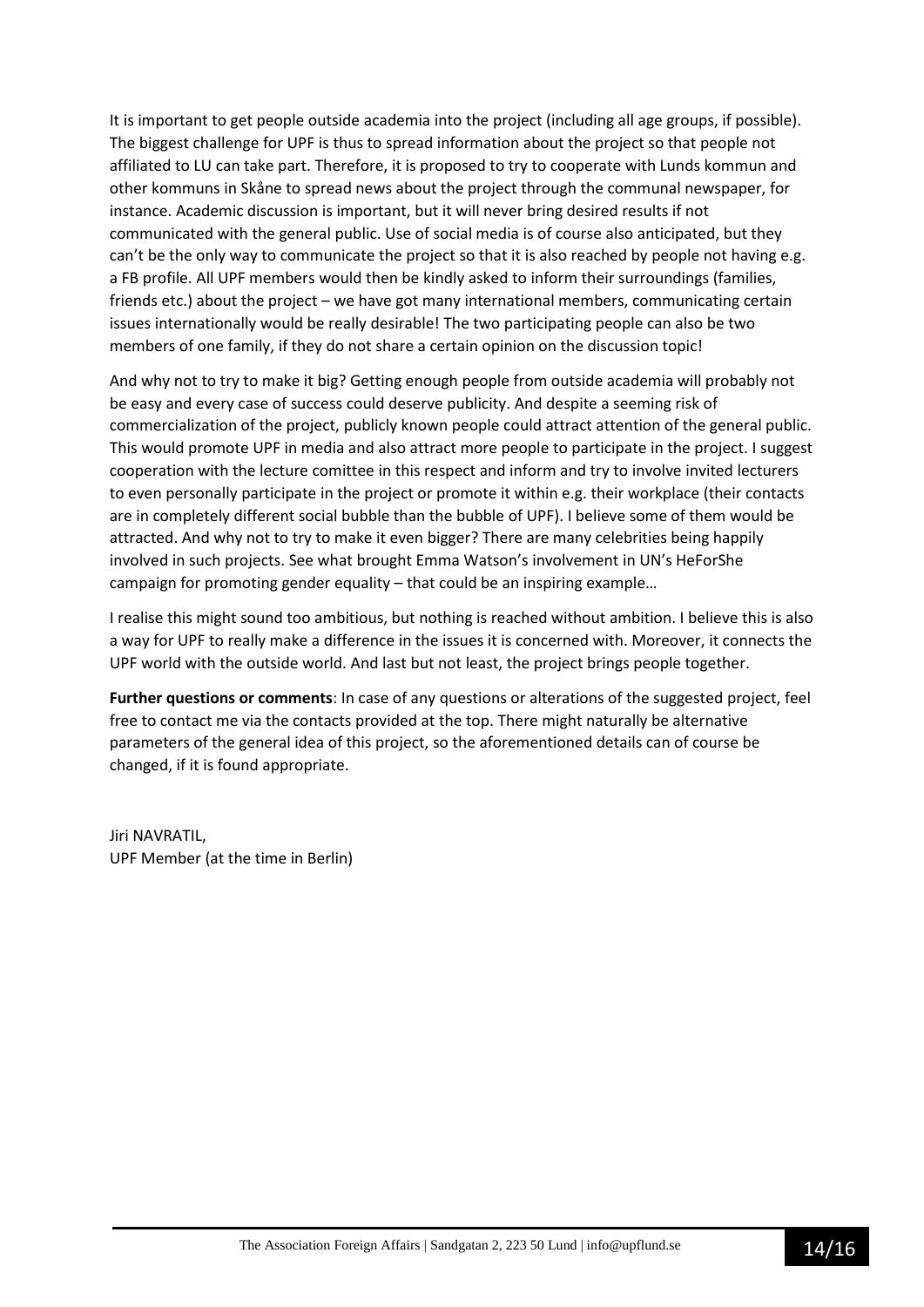It is important to get people outside academia into the project (including all age groups, if possible). The biggest challenge for UPF is thus to spread information about the project so that people not affiliated to LU can take part. Therefore, it is proposed to try to cooperate with Lunds kommun and other kommuns in Skåne to spread news about the project through the communal newspaper, for instance. Academic discussion is important, but it will never bring desired results if not communicated with the general public. Use of social media is of course also anticipated, but they can't be the only way to communicate the project so that it is also reached by people not having e.g. a FB profile. All UPF members would then be kindly asked to inform their surroundings (families, friends etc.) about the project – we have got many international members, communicating certain issues internationally would be really desirable! The two participating people can also be two members of one family, if they do not share a certain opinion on the discussion topic!

And why not to try to make it big? Getting enough people from outside academia will probably not be easy and every case of success could deserve publicity. And despite a seeming risk of commercialization of the project, publicly known people could attract attention of the general public. This would promote UPF in media and also attract more people to participate in the project. I suggest cooperation with the lecture comittee in this respect and inform and try to involve invited lecturers to even personally participate in the project or promote it within e.g. their workplace (their contacts are in completely different social bubble than the bubble of UPF). I believe some of them would be attracted. And why not to try to make it even bigger? There are many celebrities being happily involved in such projects. See what brought Emma Watson's involvement in UN's HeForShe campaign for promoting gender equality – that could be an inspiring example…

I realise this might sound too ambitious, but nothing is reached without ambition. I believe this is also a way for UPF to really make a difference in the issues it is concerned with. Moreover, it connects the UPF world with the outside world. And last but not least, the project brings people together.

**Further questions or comments**: In case of any questions or alterations of the suggested project, feel free to contact me via the contacts provided at the top. There might naturally be alternative parameters of the general idea of this project, so the aforementioned details can of course be changed, if it is found appropriate.

Jiri NAVRATIL,
UPF Member (at the time in Berlin)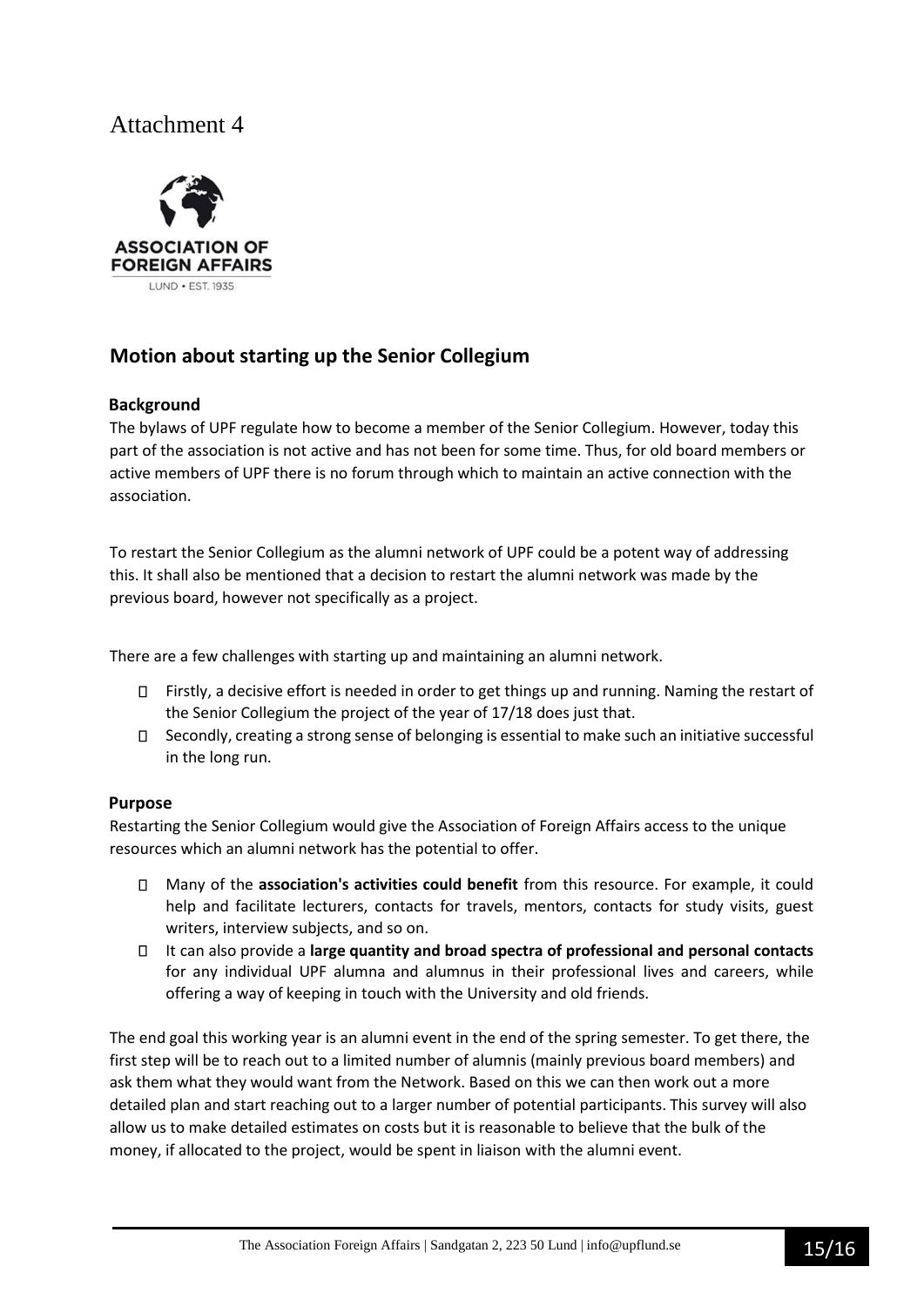Attachment 4

ASSOCIATION OF FOREIGN AFFAIRS

LUND • EST. 1935

## Motion about starting up the Senior Collegium

### Background

The bylaws of UPF regulate how to become a member of the Senior Collegium. However, today this part of the association is not active and has not been for some time. Thus, for old board members or active members of UPF there is no forum through which to maintain an active connection with the association.

To restart the Senior Collegium as the alumni network of UPF could be a potent way of addressing this. It shall also be mentioned that a decision to restart the alumni network was made by the previous board, however not specifically as a project.

There are a few challenges with starting up and maintaining an alumni network.

- Firstly, a decisive effort is needed in order to get things up and running. Naming the restart of the Senior Collegium the project of the year of 17/18 does just that.
- Secondly, creating a strong sense of belonging is essential to make such an initiative successful in the long run.

### Purpose

Restarting the Senior Collegium would give the Association of Foreign Affairs access to the unique resources which an alumni network has the potential to offer.

- Many of the **association's activities could benefit** from this resource. For example, it could help and facilitate lecturers, contacts for travels, mentors, contacts for study visits, guest writers, interview subjects, and so on.
- It can also provide a **large quantity and broad spectra of professional and personal contacts** for any individual UPF alumna and alumnus in their professional lives and careers, while offering a way of keeping in touch with the University and old friends.

The end goal this working year is an alumni event in the end of the spring semester. To get there, the first step will be to reach out to a limited number of alumnis (mainly previous board members) and ask them what they would want from the Network. Based on this we can then work out a more detailed plan and start reaching out to a larger number of potential participants. This survey will also allow us to make detailed estimates on costs but it is reasonable to believe that the bulk of the money, if allocated to the project, would be spent in liaison with the alumni event.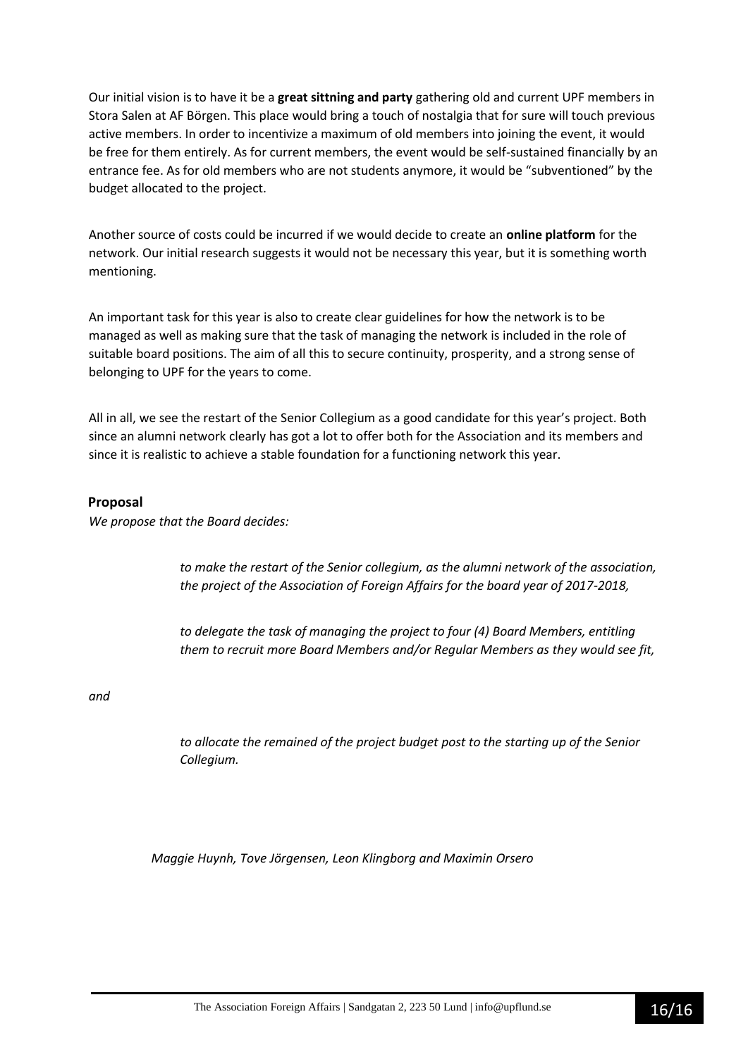Our initial vision is to have it be a **great sittning and party** gathering old and current UPF members in Stora Salen at AF Börgen. This place would bring a touch of nostalgia that for sure will touch previous active members. In order to incentivize a maximum of old members into joining the event, it would be free for them entirely. As for current members, the event would be self-sustained financially by an entrance fee. As for old members who are not students anymore, it would be "subventioned" by the budget allocated to the project.

Another source of costs could be incurred if we would decide to create an **online platform** for the network. Our initial research suggests it would not be necessary this year, but it is something worth mentioning.

An important task for this year is also to create clear guidelines for how the network is to be managed as well as making sure that the task of managing the network is included in the role of suitable board positions. The aim of all this to secure continuity, prosperity, and a strong sense of belonging to UPF for the years to come.

All in all, we see the restart of the Senior Collegium as a good candidate for this year's project. Both since an alumni network clearly has got a lot to offer both for the Association and its members and since it is realistic to achieve a stable foundation for a functioning network this year.

## Proposal

*We propose that the Board decides:*

> *to make the restart of the Senior collegium, as the alumni network of the association, the project of the Association of Foreign Affairs for the board year of 2017-2018,*
>
> *to delegate the task of managing the project to four (4) Board Members, entitling them to recruit more Board Members and/or Regular Members as they would see fit,*

*and*

> *to allocate the remained of the project budget post to the starting up of the Senior Collegium.*

*Maggie Huynh, Tove Jörgensen, Leon Klingborg and Maximin Orsero*